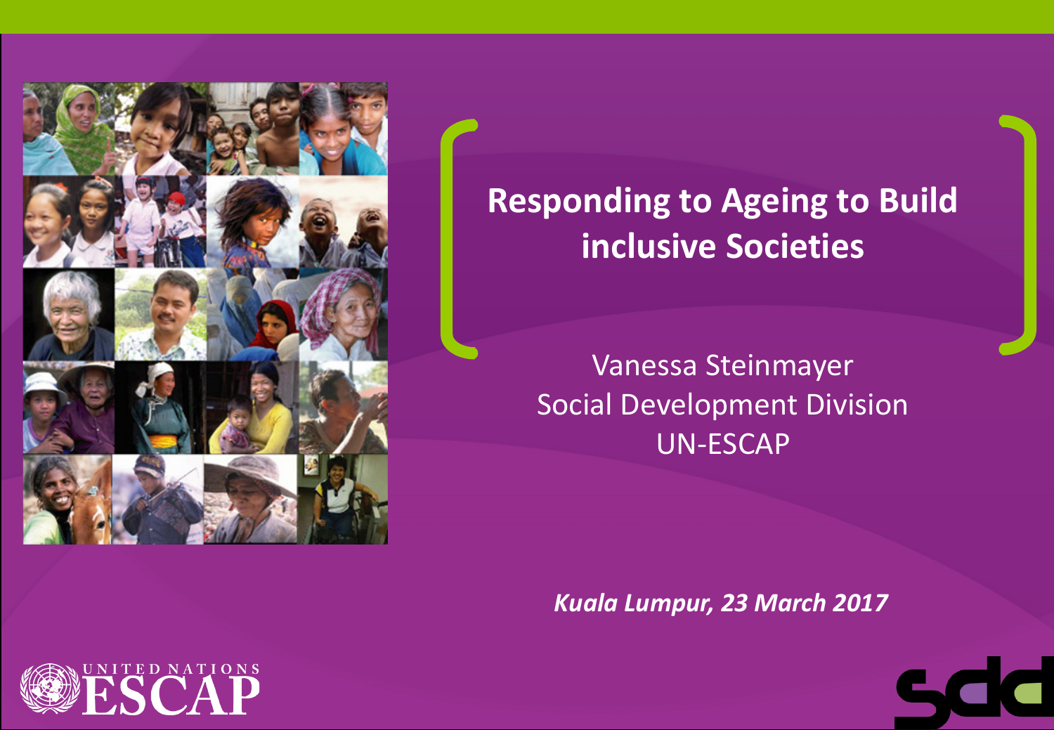# Responding to Ageing to Build inclusive Societies

Vanessa Steinmayer
Social Development Division
UN-ESCAP

*Kuala Lumpur, 23 March 2017*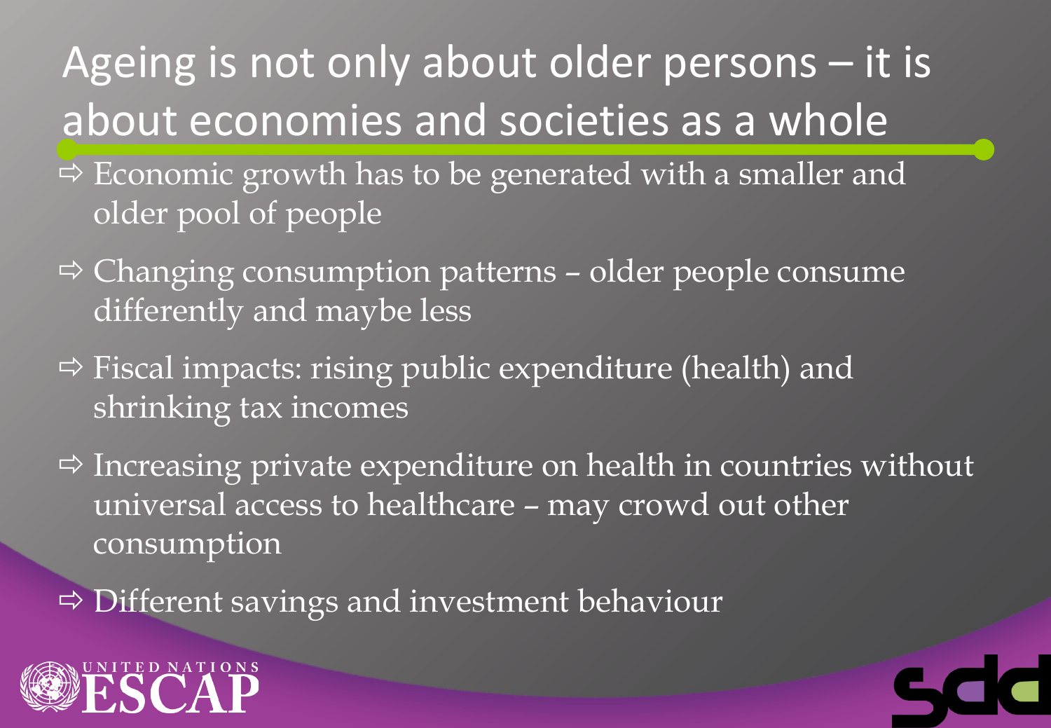# Ageing is not only about older persons – it is about economies and societies as a whole

- ⇨ Economic growth has to be generated with a smaller and older pool of people
- ⇨ Changing consumption patterns – older people consume differently and maybe less
- ⇨ Fiscal impacts: rising public expenditure (health) and shrinking tax incomes
- ⇨ Increasing private expenditure on health in countries without universal access to healthcare – may crowd out other consumption
- ⇨ Different savings and investment behaviour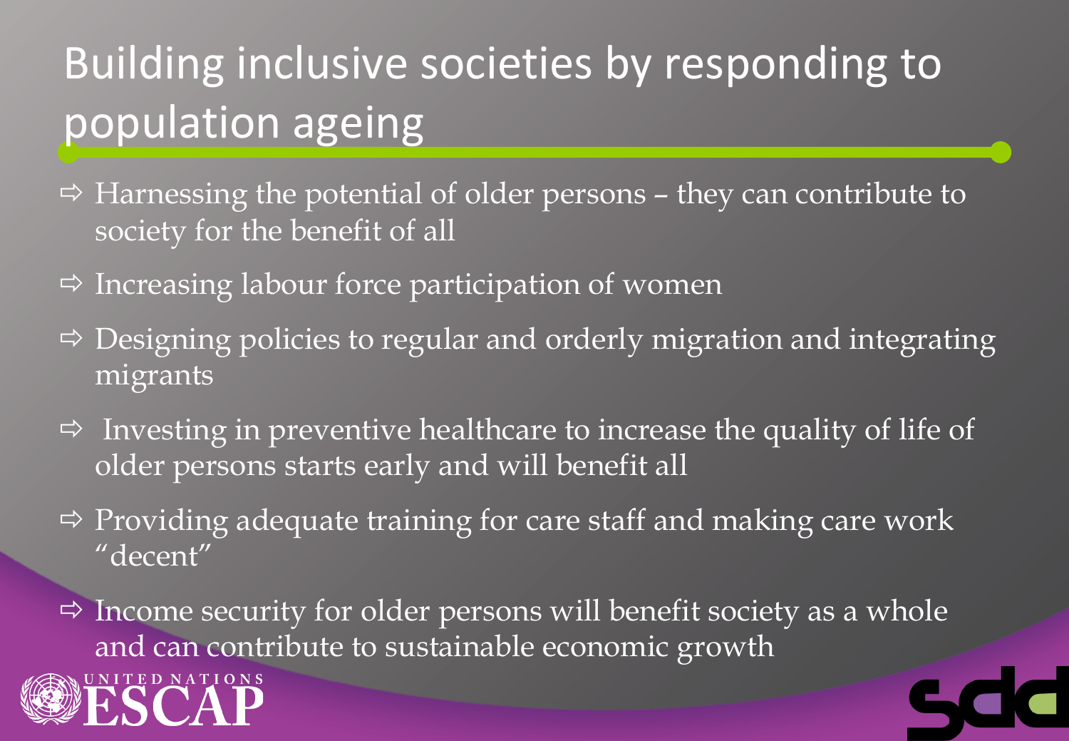# Building inclusive societies by responding to population ageing

- ⇨ Harnessing the potential of older persons – they can contribute to society for the benefit of all
- ⇨ Increasing labour force participation of women
- ⇨ Designing policies to regular and orderly migration and integrating migrants
- ⇨ Investing in preventive healthcare to increase the quality of life of older persons starts early and will benefit all
- ⇨ Providing adequate training for care staff and making care work "decent"
- ⇨ Income security for older persons will benefit society as a whole and can contribute to sustainable economic growth

UNITED NATIONS ESCAP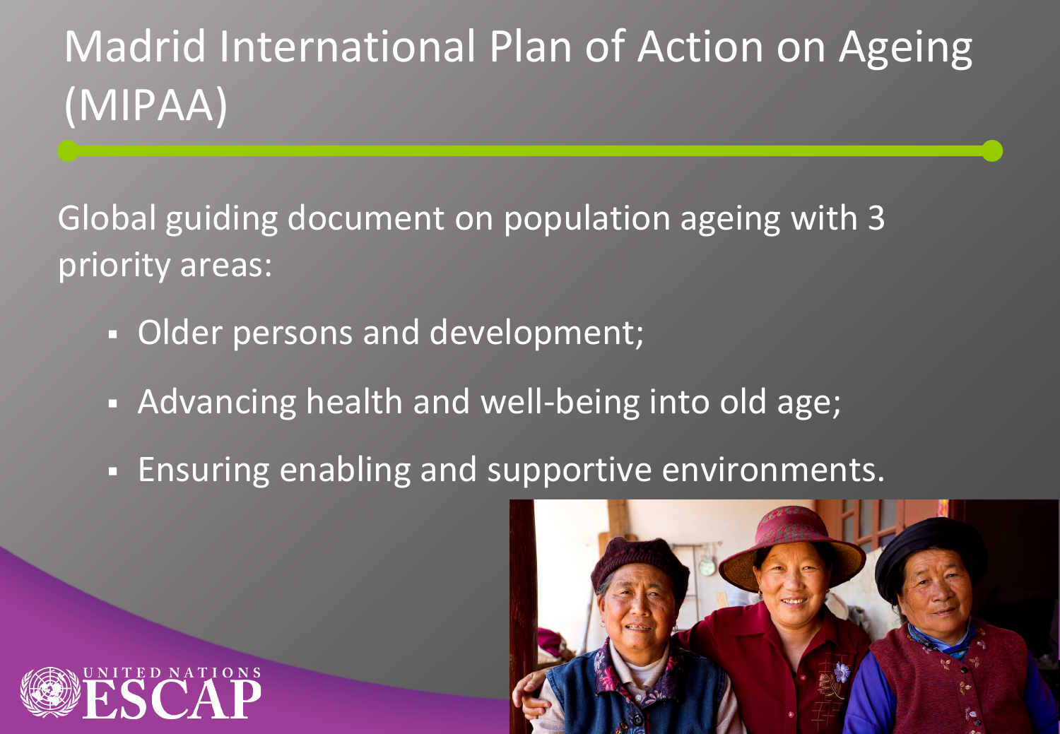# Madrid International Plan of Action on Ageing (MIPAA)

Global guiding document on population ageing with 3 priority areas:

- Older persons and development;
- Advancing health and well-being into old age;
- Ensuring enabling and supportive environments.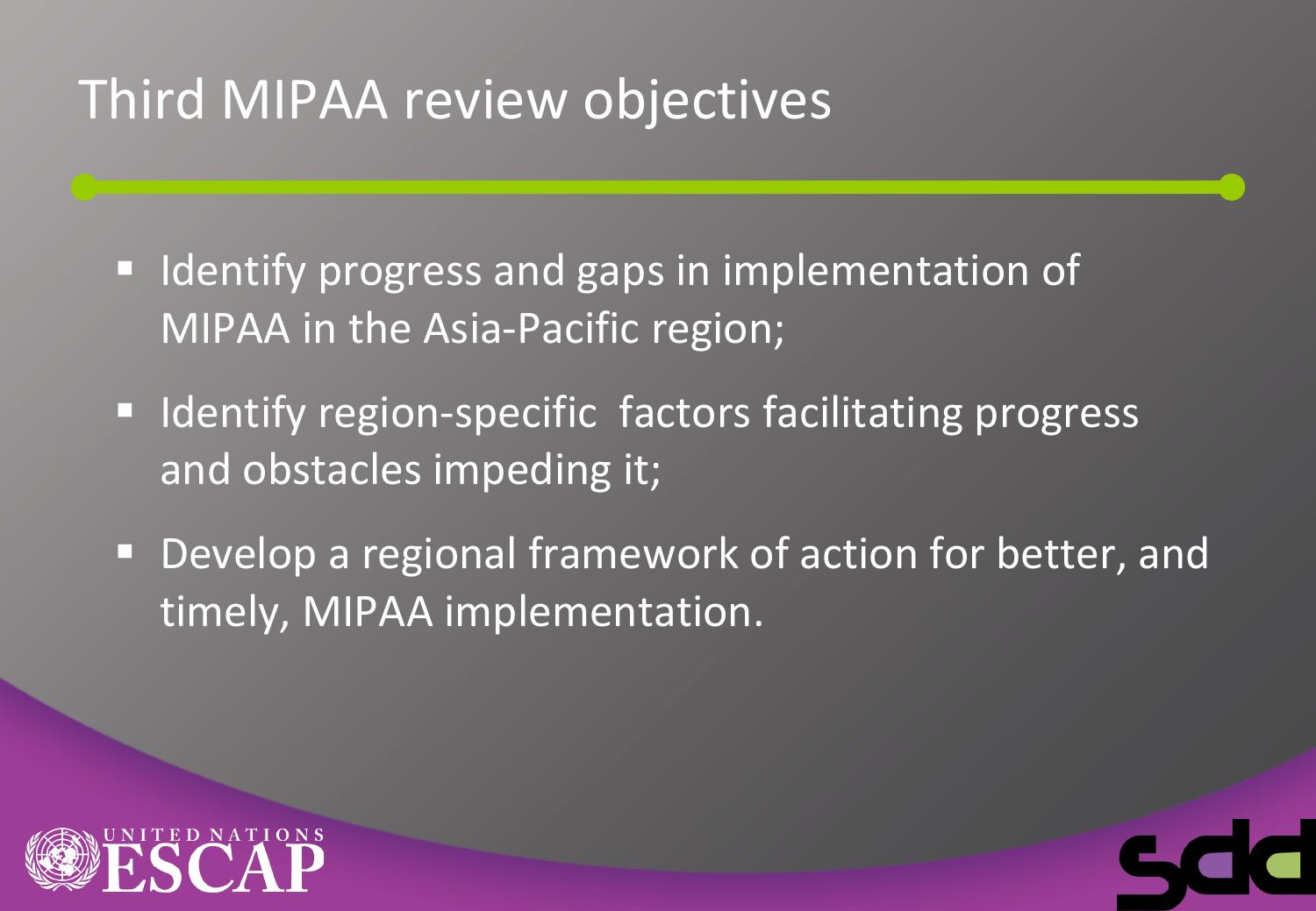# Third MIPAA review objectives

- Identify progress and gaps in implementation of MIPAA in the Asia-Pacific region;
- Identify region-specific factors facilitating progress and obstacles impeding it;
- Develop a regional framework of action for better, and timely, MIPAA implementation.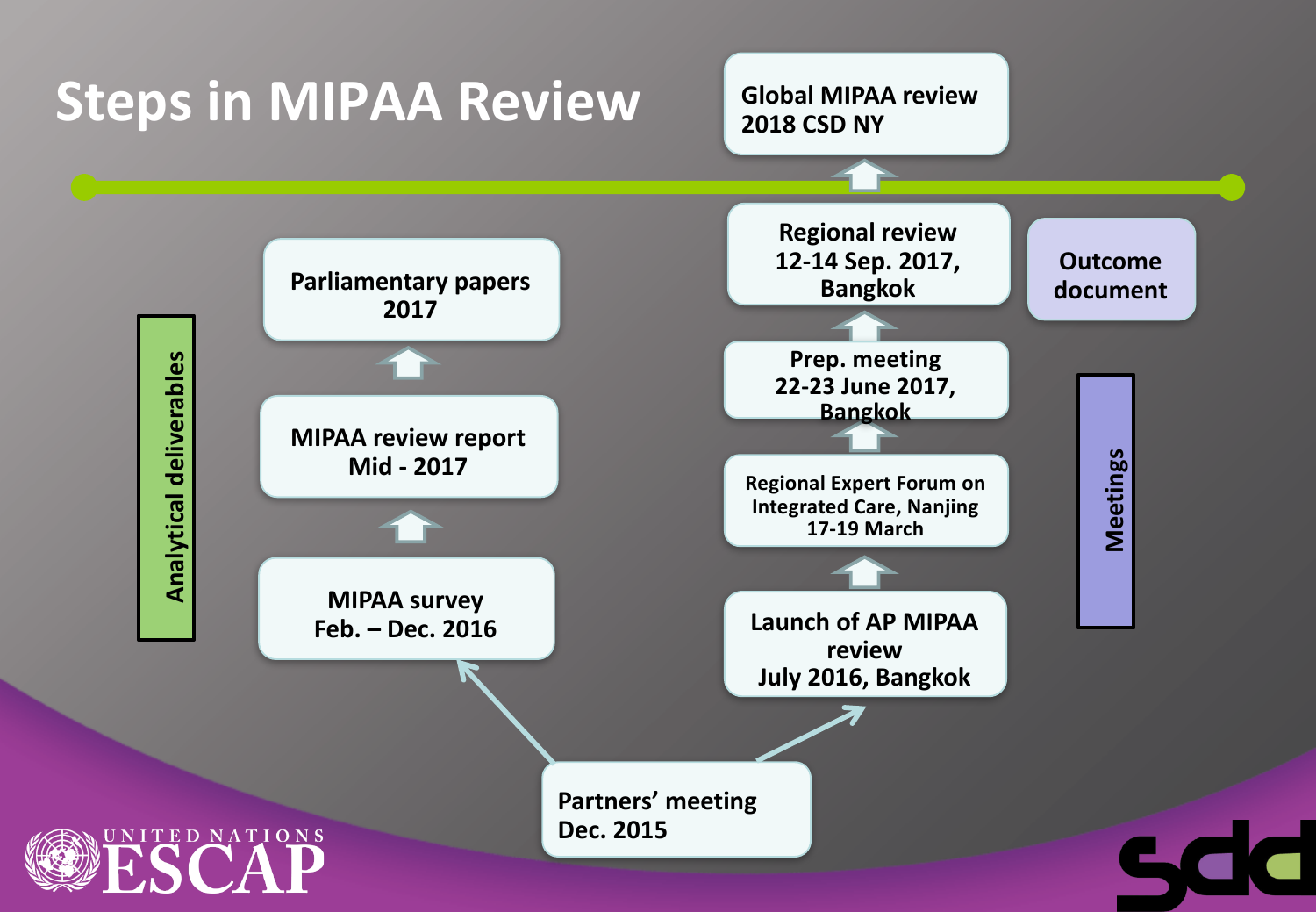# Steps in MIPAA Review

**Analytical deliverables**

- **MIPAA survey** Feb. – Dec. 2016
- **MIPAA review report** Mid - 2017
- **Parliamentary papers** 2017

**Meetings**

- **Launch of AP MIPAA review** July 2016, Bangkok
- **Regional Expert Forum on Integrated Care, Nanjing** 17-19 March
- **Prep. meeting** 22-23 June 2017, Bangkok
- **Regional review** 12-14 Sep. 2017, Bangkok
- **Outcome document**
- **Global MIPAA review** 2018 CSD NY

**Partners' meeting** Dec. 2015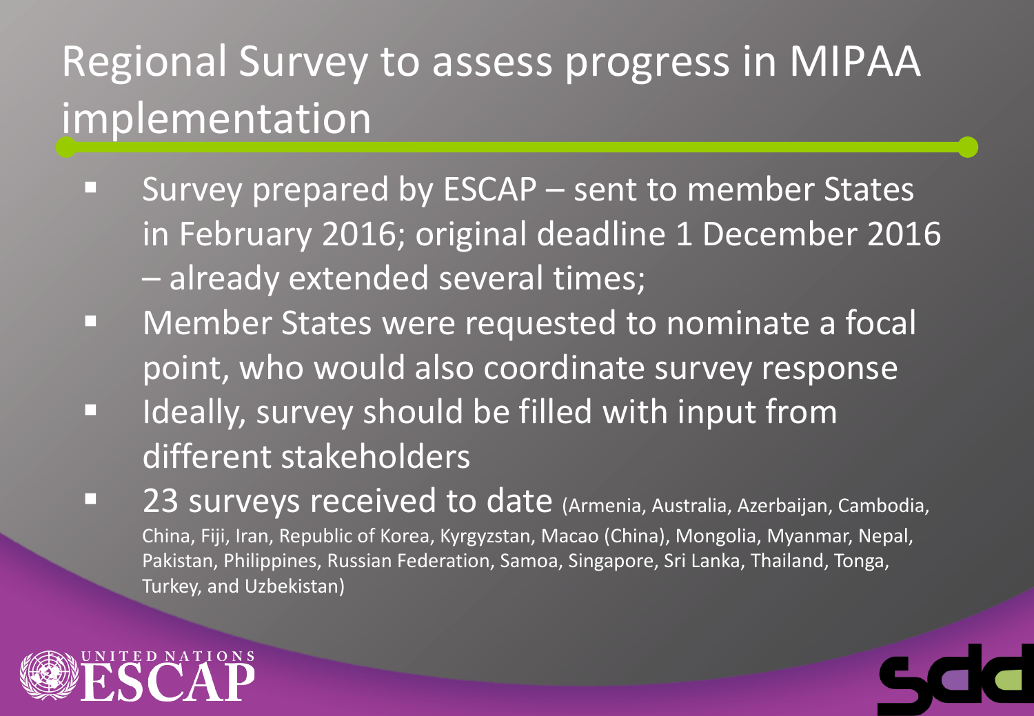# Regional Survey to assess progress in MIPAA implementation

- Survey prepared by ESCAP – sent to member States in February 2016; original deadline 1 December 2016 – already extended several times;
- Member States were requested to nominate a focal point, who would also coordinate survey response
- Ideally, survey should be filled with input from different stakeholders
- 23 surveys received to date (Armenia, Australia, Azerbaijan, Cambodia, China, Fiji, Iran, Republic of Korea, Kyrgyzstan, Macao (China), Mongolia, Myanmar, Nepal, Pakistan, Philippines, Russian Federation, Samoa, Singapore, Sri Lanka, Thailand, Tonga, Turkey, and Uzbekistan)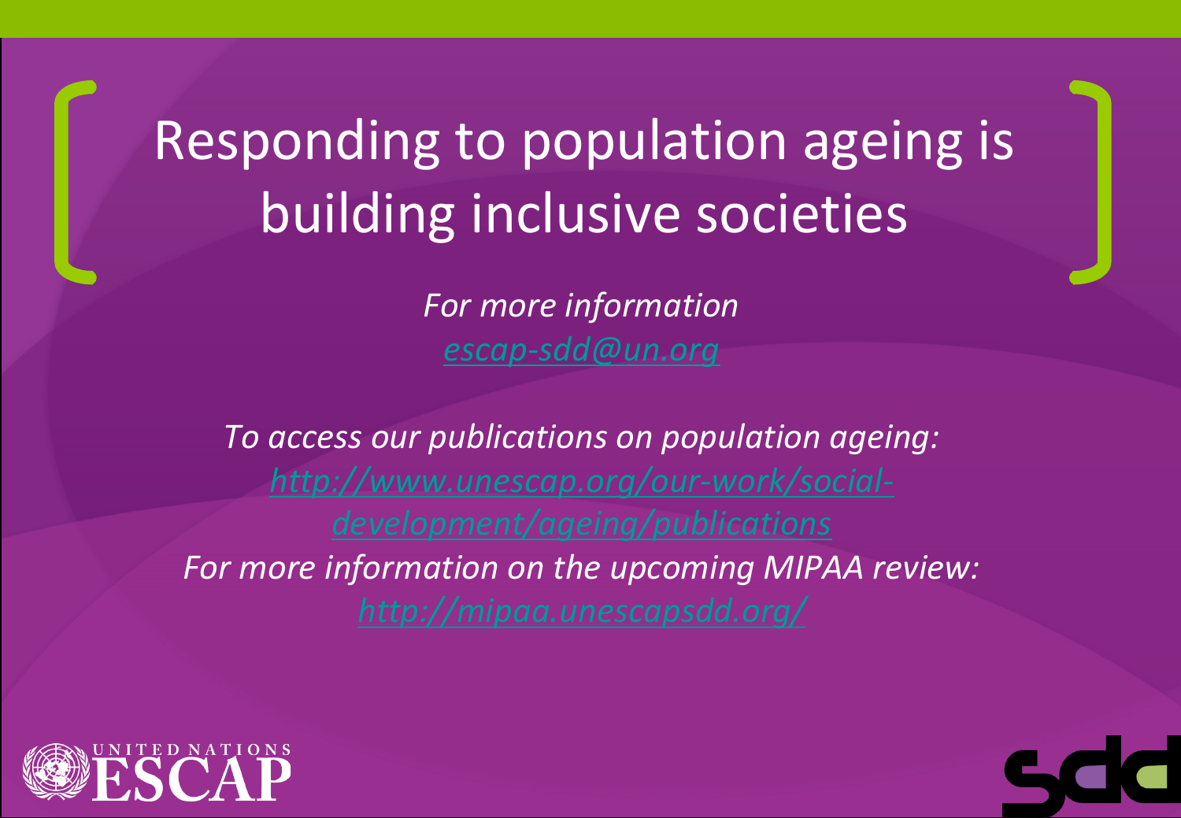# Responding to population ageing is building inclusive societies

*For more information*
[escap-sdd@un.org](mailto:escap-sdd@un.org)

*To access our publications on population ageing:*
[http://www.unescap.org/our-work/social-development/ageing/publications](http://www.unescap.org/our-work/social-development/ageing/publications)

*For more information on the upcoming MIPAA review:*
[http://mipaa.unescapsdd.org/](http://mipaa.unescapsdd.org/)

UNITED NATIONS ESCAP

sdd